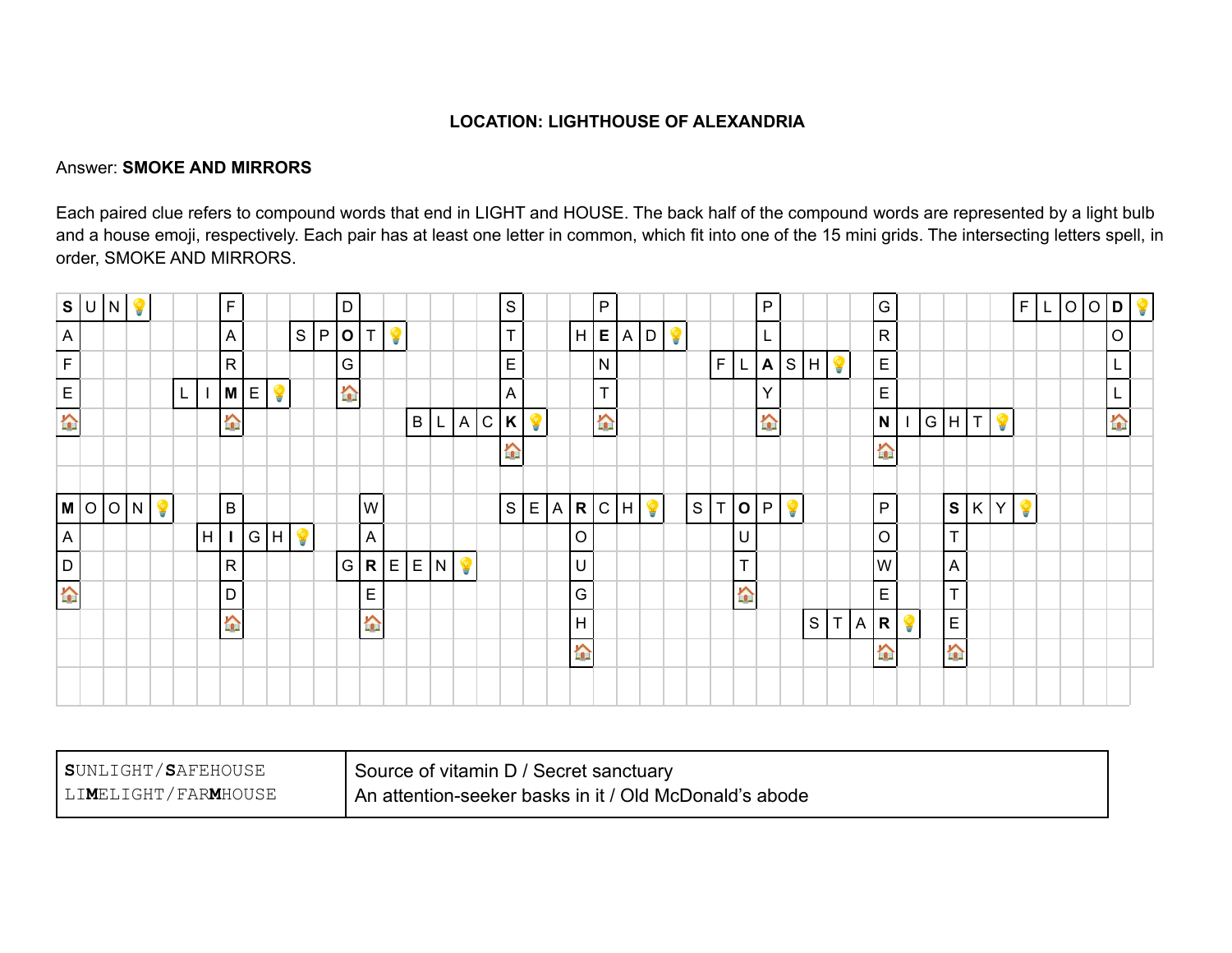**LOCATION: LIGHTHOUSE OF ALEXANDRIA**

Answer: **SMOKE AND MIRRORS**

Each paired clue refers to compound words that end in LIGHT and HOUSE. The back half of the compound words are represented by a light bulb and a house emoji, respectively. Each pair has at least one letter in common, which fit into one of the 15 mini grids. The intersecting letters spell, in order, SMOKE AND MIRRORS.

| Across (💡) | Down (🏠) | Intersecting letter |
|---|---|---|
| SUN💡 | SAFE🏠 | **S** |
| LIME💡 | FARM🏠 | **M** |
| SPOT💡 | DOG🏠 | **O** |
| BLACK💡 | STEAK🏠 | **K** |
| HEAD💡 | PENT🏠 | **E** |
| FLASH💡 | PLAY🏠 | **A** |
| NIGHT💡 | GREEN🏠 | **N** |
| FLOOD💡 | DOLL🏠 | **D** |
| MOON💡 | MAD🏠 | **M** |
| HIGH💡 | BIRD🏠 | **I** |
| GREEN💡 | WARE🏠 | **R** |
| SEARCH💡 | ROUGH🏠 | **R** |
| STOP💡 | OUT🏠 | **O** |
| STAR💡 | POWER🏠 | **R** |
| SKY💡 | STATE🏠 | **S** |

| | |
|---|---|
| **S**UNLIGHT/**S**AFEHOUSE<br>LI**M**ELIGHT/FAR**M**HOUSE | Source of vitamin D / Secret sanctuary<br>An attention-seeker basks in it / Old McDonald's abode |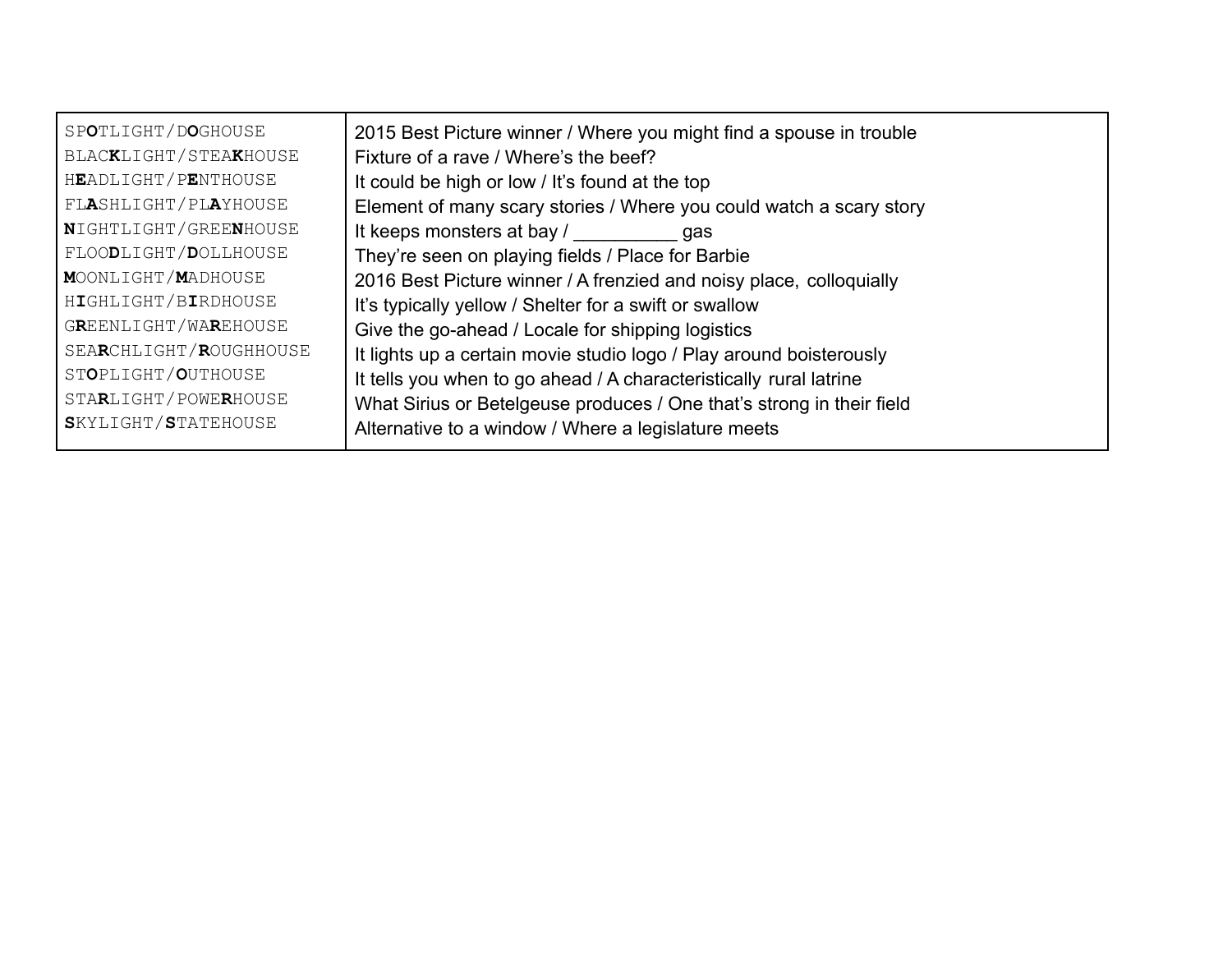| | |
|---|---|
| SP**O**TLIGHT/D**O**GHOUSE | 2015 Best Picture winner / Where you might find a spouse in trouble |
| BLAC**K**LIGHT/STEA**K**HOUSE | Fixture of a rave / Where's the beef? |
| H**E**ADLIGHT/P**E**NTHOUSE | It could be high or low / It's found at the top |
| FL**A**SHLIGHT/PL**A**YHOUSE | Element of many scary stories / Where you could watch a scary story |
| **N**IGHTLIGHT/GREE**N**HOUSE | It keeps monsters at bay / __________ gas |
| FLOO**D**LIGHT/**D**OLLHOUSE | They're seen on playing fields / Place for Barbie |
| **M**OONLIGHT/**M**ADHOUSE | 2016 Best Picture winner / A frenzied and noisy place, colloquially |
| H**I**GHLIGHT/B**I**RDHOUSE | It's typically yellow / Shelter for a swift or swallow |
| G**R**EENLIGHT/WA**R**EHOUSE | Give the go-ahead / Locale for shipping logistics |
| SEA**R**CHLIGHT/**R**OUGHHOUSE | It lights up a certain movie studio logo / Play around boisterously |
| ST**O**PLIGHT/**O**UTHOUSE | It tells you when to go ahead / A characteristically rural latrine |
| STA**R**LIGHT/POWE**R**HOUSE | What Sirius or Betelgeuse produces / One that's strong in their field |
| **S**KYLIGHT/**S**TATEHOUSE | Alternative to a window / Where a legislature meets |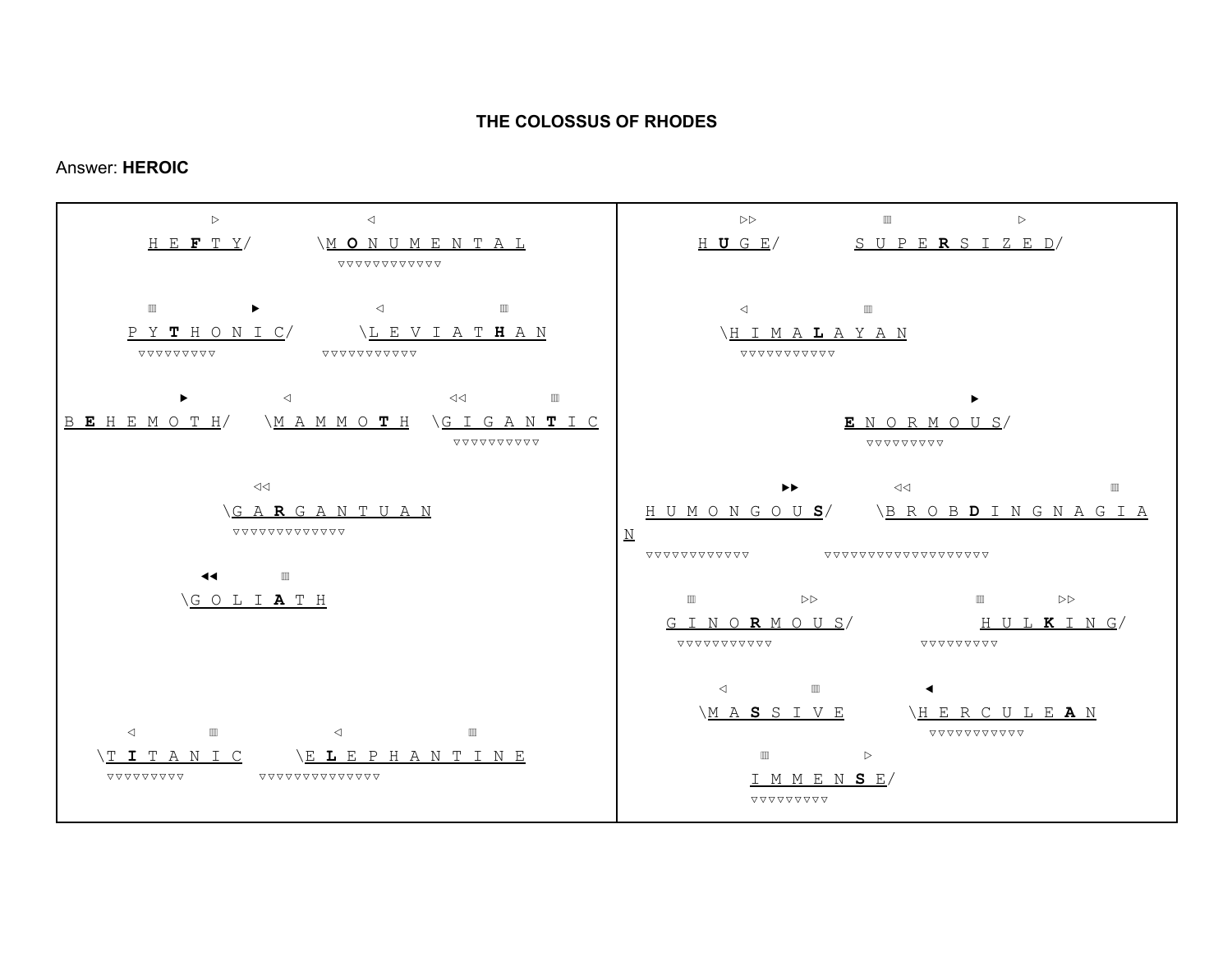**THE COLOSSUS OF RHODES**

Answer: **HEROIC**

▷ ◁
HEFTY/ \MONUMENTAL
▽▽▽▽▽▽▽▽▽▽▽▽

▥ ▶ ◁ ▥
PYTHONIC/ \LEVIATHAN
▽▽▽▽▽▽▽▽▽ ▽▽▽▽▽▽▽▽▽▽▽

▶ ◁ ◁◁ ▥
BEHEMOTH/ \MAMMOTH \GIGANTIC
▽▽▽▽▽▽▽▽▽▽

◁◁
\GARGANTUAN
▽▽▽▽▽▽▽▽▽▽▽▽▽

◀◀ ▥
\GOLIATH

◁ ▥ ◁ ▥
\TITANIC \ELEPHANTINE
▽▽▽▽▽▽▽▽▽ ▽▽▽▽▽▽▽▽▽▽▽▽▽▽

▷▷ ▥ ▷
HUGE/ SUPERSIZED/

◁ ▥
\HIMALAYAN
▽▽▽▽▽▽▽▽▽▽▽

▶
ENORMOUS/
▽▽▽▽▽▽▽▽▽

▶▶ ◁◁ ▥
HUMONGOUS/ \BROBDINGNAGIAN
▽▽▽▽▽▽▽▽▽▽▽▽ ▽▽▽▽▽▽▽▽▽▽▽▽▽▽▽▽▽▽▽

▥ ▷▷ ▥ ▷▷
GINORMOUS/ HULKING/
▽▽▽▽▽▽▽▽▽▽▽ ▽▽▽▽▽▽▽▽▽

◁ ▥ ◀
\MASSIVE \HERCULEAN
▽▽▽▽▽▽▽▽▽▽▽

▥ ▷
IMMENSE/
▽▽▽▽▽▽▽▽▽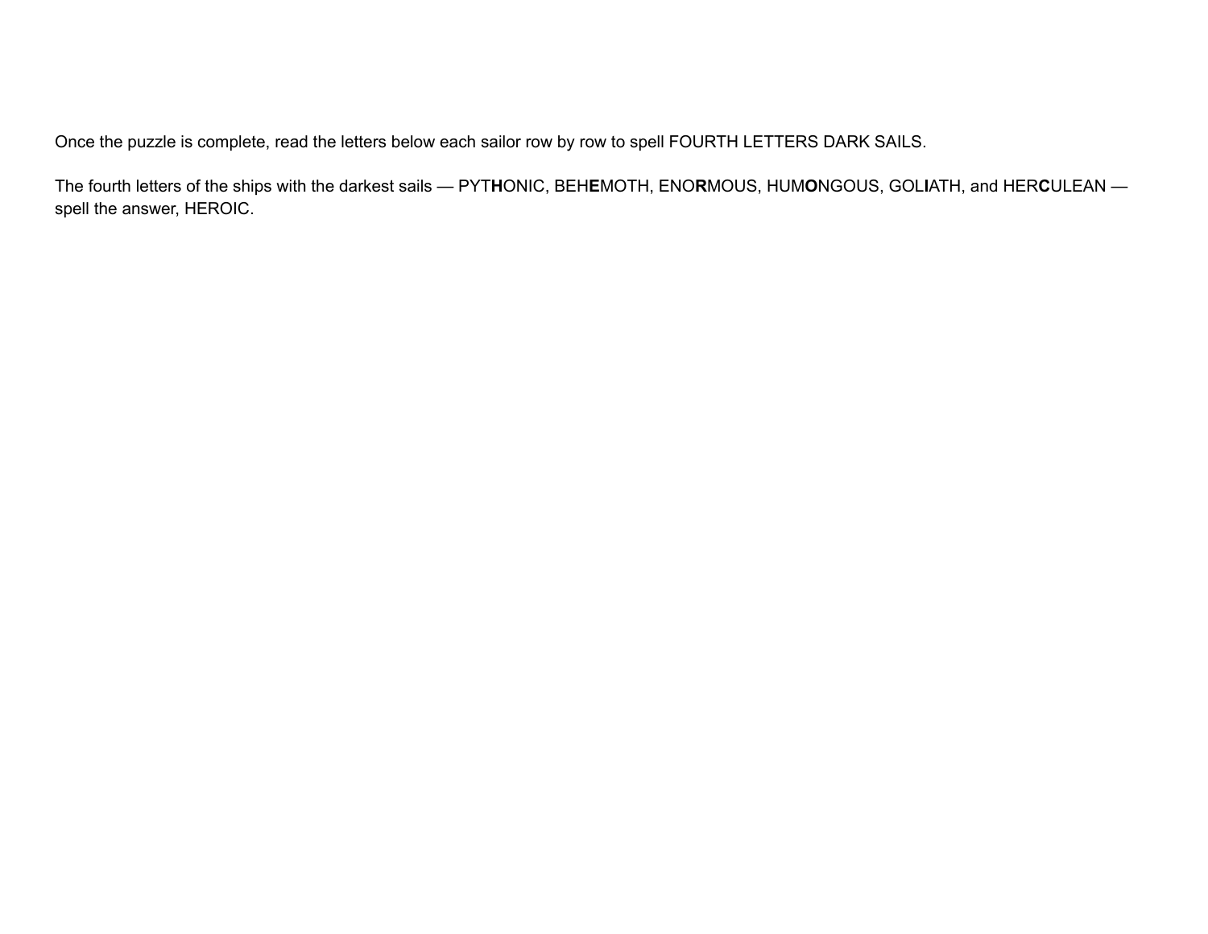Once the puzzle is complete, read the letters below each sailor row by row to spell FOURTH LETTERS DARK SAILS.

The fourth letters of the ships with the darkest sails — PYT**H**ONIC, BEH**E**MOTH, ENO**R**MOUS, HUM**O**NGOUS, GOL**I**ATH, and HER**C**ULEAN — spell the answer, HEROIC.